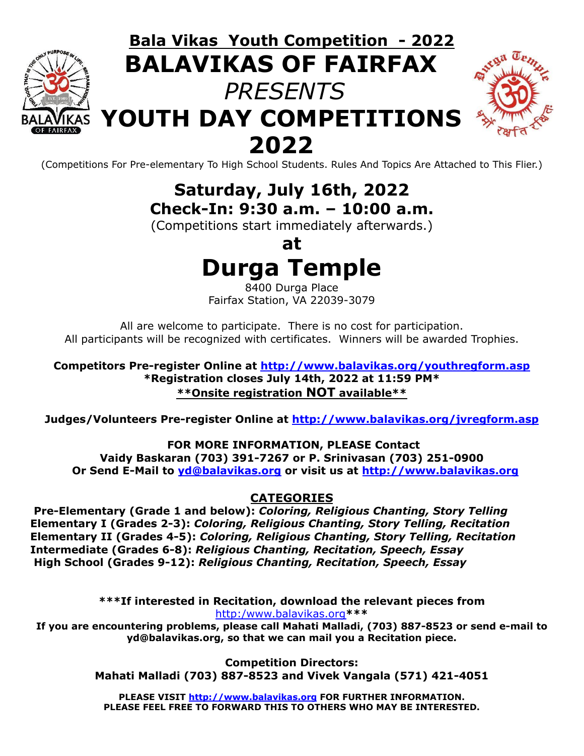# Bala Vikas Youth Competition - 2022

# BALAVIKAS OF FAIRFAX

*PRESENTS*

# YOUTH DAY COMPETITIONS 2022

(Competitions For Pre-elementary To High School Students. Rules And Topics Are Attached to This Flier.)

## Saturday, July 16th, 2022

## Check-In: 9:30 a.m. – 10:00 a.m.

(Competitions start immediately afterwards.)

**at**

# Durga Temple

8400 Durga Place
Fairfax Station, VA 22039-3079

All are welcome to participate. There is no cost for participation.
All participants will be recognized with certificates. Winners will be awarded Trophies.

**Competitors Pre-register Online at [http://www.balavikas.org/youthregform.asp](http://www.balavikas.org/youthregform.asp)**
**\*Registration closes July 14th, 2022 at 11:59 PM\***
**\*\*Onsite registration NOT available\*\***

**Judges/Volunteers Pre-register Online at [http://www.balavikas.org/jvregform.asp](http://www.balavikas.org/jvregform.asp)**

**FOR MORE INFORMATION, PLEASE Contact**
**Vaidy Baskaran (703) 391-7267 or P. Srinivasan (703) 251-0900**
**Or Send E-Mail to yd@balavikas.org or visit us at [http://www.balavikas.org](http://www.balavikas.org)**

## CATEGORIES

**Pre-Elementary (Grade 1 and below):** ***Coloring, Religious Chanting, Story Telling***
**Elementary I (Grades 2-3):** ***Coloring, Religious Chanting, Story Telling, Recitation***
**Elementary II (Grades 4-5):** ***Coloring, Religious Chanting, Story Telling, Recitation***
**Intermediate (Grades 6-8):** ***Religious Chanting, Recitation, Speech, Essay***
**High School (Grades 9-12):** ***Religious Chanting, Recitation, Speech, Essay***

**\*\*\*If interested in Recitation, download the relevant pieces from** http:/www.balavikas.org**\*\*\***
**If you are encountering problems, please call Mahati Malladi, (703) 887-8523 or send e-mail to yd@balavikas.org, so that we can mail you a Recitation piece.**

**Competition Directors:**
**Mahati Malladi (703) 887-8523 and Vivek Vangala (571) 421-4051**

**PLEASE VISIT [http://www.balavikas.org](http://www.balavikas.org) FOR FURTHER INFORMATION.**
**PLEASE FEEL FREE TO FORWARD THIS TO OTHERS WHO MAY BE INTERESTED.**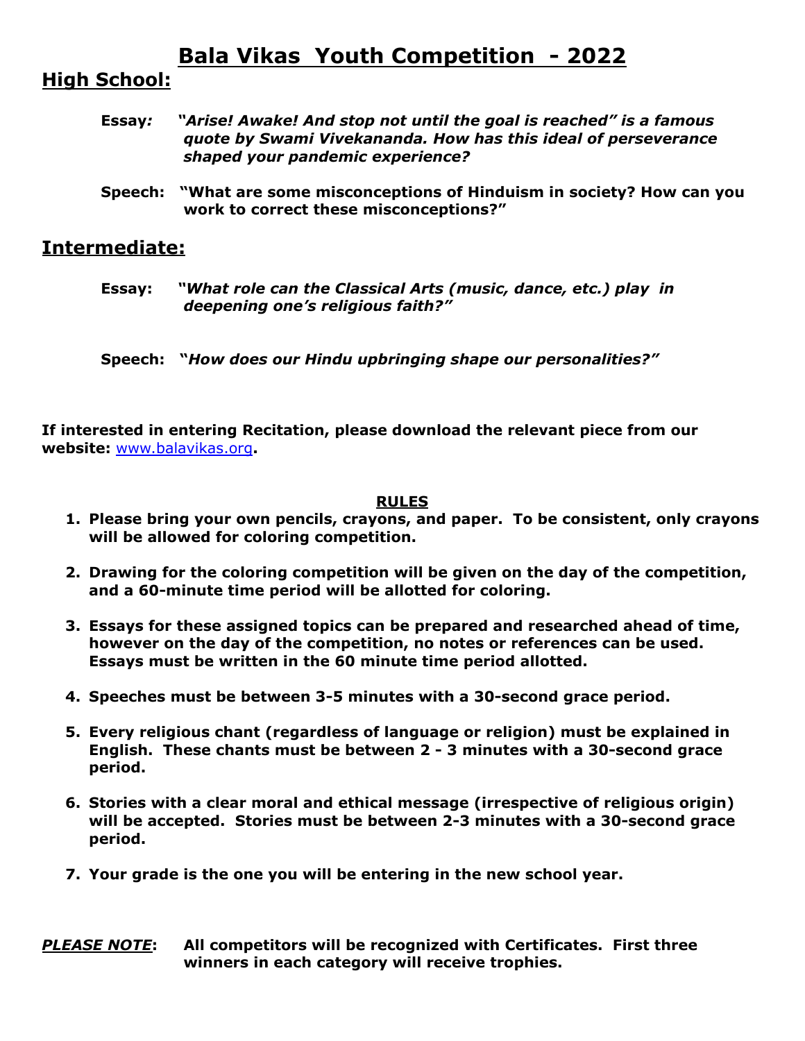# Bala Vikas Youth Competition - 2022

## High School:

**Essay:** ***"Arise! Awake! And stop not until the goal is reached" is a famous quote by Swami Vivekananda. How has this ideal of perseverance shaped your pandemic experience?***

**Speech: "What are some misconceptions of Hinduism in society? How can you work to correct these misconceptions?"**

## Intermediate:

**Essay:** ***"What role can the Classical Arts (music, dance, etc.) play in deepening one's religious faith?"***

**Speech:** ***"How does our Hindu upbringing shape our personalities?"***

**If interested in entering Recitation, please download the relevant piece from our website:** [www.balavikas.org](www.balavikas.org)**.**

**RULES**

1. **Please bring your own pencils, crayons, and paper. To be consistent, only crayons will be allowed for coloring competition.**
2. **Drawing for the coloring competition will be given on the day of the competition, and a 60-minute time period will be allotted for coloring.**
3. **Essays for these assigned topics can be prepared and researched ahead of time, however on the day of the competition, no notes or references can be used. Essays must be written in the 60 minute time period allotted.**
4. **Speeches must be between 3-5 minutes with a 30-second grace period.**
5. **Every religious chant (regardless of language or religion) must be explained in English. These chants must be between 2 - 3 minutes with a 30-second grace period.**
6. **Stories with a clear moral and ethical message (irrespective of religious origin) will be accepted. Stories must be between 2-3 minutes with a 30-second grace period.**
7. **Your grade is the one you will be entering in the new school year.**

***PLEASE NOTE*: All competitors will be recognized with Certificates. First three winners in each category will receive trophies.**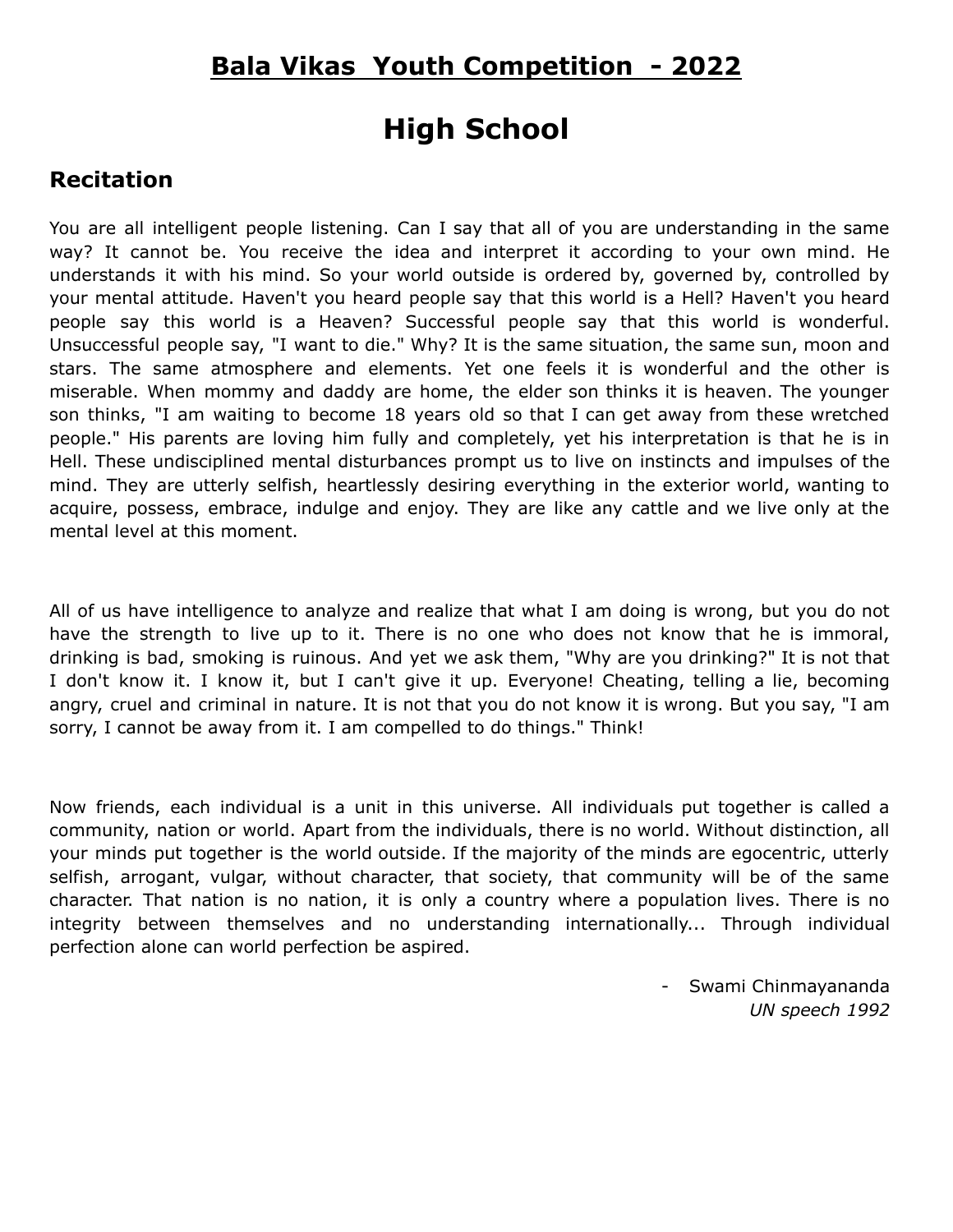## Bala Vikas  Youth Competition  - 2022

# High School

### Recitation

You are all intelligent people listening. Can I say that all of you are understanding in the same way? It cannot be. You receive the idea and interpret it according to your own mind. He understands it with his mind. So your world outside is ordered by, governed by, controlled by your mental attitude. Haven't you heard people say that this world is a Hell? Haven't you heard people say this world is a Heaven? Successful people say that this world is wonderful. Unsuccessful people say, "I want to die." Why? It is the same situation, the same sun, moon and stars. The same atmosphere and elements. Yet one feels it is wonderful and the other is miserable. When mommy and daddy are home, the elder son thinks it is heaven. The younger son thinks, "I am waiting to become 18 years old so that I can get away from these wretched people." His parents are loving him fully and completely, yet his interpretation is that he is in Hell. These undisciplined mental disturbances prompt us to live on instincts and impulses of the mind. They are utterly selfish, heartlessly desiring everything in the exterior world, wanting to acquire, possess, embrace, indulge and enjoy. They are like any cattle and we live only at the mental level at this moment.

All of us have intelligence to analyze and realize that what I am doing is wrong, but you do not have the strength to live up to it. There is no one who does not know that he is immoral, drinking is bad, smoking is ruinous. And yet we ask them, "Why are you drinking?" It is not that I don't know it. I know it, but I can't give it up. Everyone! Cheating, telling a lie, becoming angry, cruel and criminal in nature. It is not that you do not know it is wrong. But you say, "I am sorry, I cannot be away from it. I am compelled to do things." Think!

Now friends, each individual is a unit in this universe. All individuals put together is called a community, nation or world. Apart from the individuals, there is no world. Without distinction, all your minds put together is the world outside. If the majority of the minds are egocentric, utterly selfish, arrogant, vulgar, without character, that society, that community will be of the same character. That nation is no nation, it is only a country where a population lives. There is no integrity between themselves and no understanding internationally... Through individual perfection alone can world perfection be aspired.

- Swami Chinmayananda
*UN speech 1992*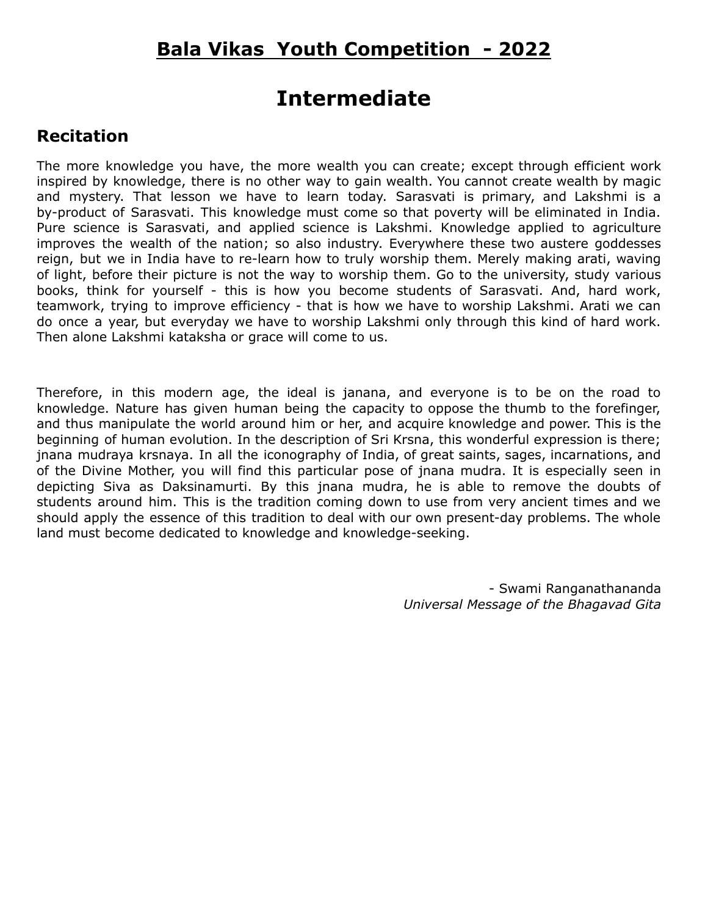# Bala Vikas Youth Competition - 2022

# Intermediate

## Recitation

The more knowledge you have, the more wealth you can create; except through efficient work inspired by knowledge, there is no other way to gain wealth. You cannot create wealth by magic and mystery. That lesson we have to learn today. Sarasvati is primary, and Lakshmi is a by-product of Sarasvati. This knowledge must come so that poverty will be eliminated in India. Pure science is Sarasvati, and applied science is Lakshmi. Knowledge applied to agriculture improves the wealth of the nation; so also industry. Everywhere these two austere goddesses reign, but we in India have to re-learn how to truly worship them. Merely making arati, waving of light, before their picture is not the way to worship them. Go to the university, study various books, think for yourself - this is how you become students of Sarasvati. And, hard work, teamwork, trying to improve efficiency - that is how we have to worship Lakshmi. Arati we can do once a year, but everyday we have to worship Lakshmi only through this kind of hard work. Then alone Lakshmi kataksha or grace will come to us.

Therefore, in this modern age, the ideal is janana, and everyone is to be on the road to knowledge. Nature has given human being the capacity to oppose the thumb to the forefinger, and thus manipulate the world around him or her, and acquire knowledge and power. This is the beginning of human evolution. In the description of Sri Krsna, this wonderful expression is there; jnana mudraya krsnaya. In all the iconography of India, of great saints, sages, incarnations, and of the Divine Mother, you will find this particular pose of jnana mudra. It is especially seen in depicting Siva as Daksinamurti. By this jnana mudra, he is able to remove the doubts of students around him. This is the tradition coming down to use from very ancient times and we should apply the essence of this tradition to deal with our own present-day problems. The whole land must become dedicated to knowledge and knowledge-seeking.

- Swami Ranganathananda
*Universal Message of the Bhagavad Gita*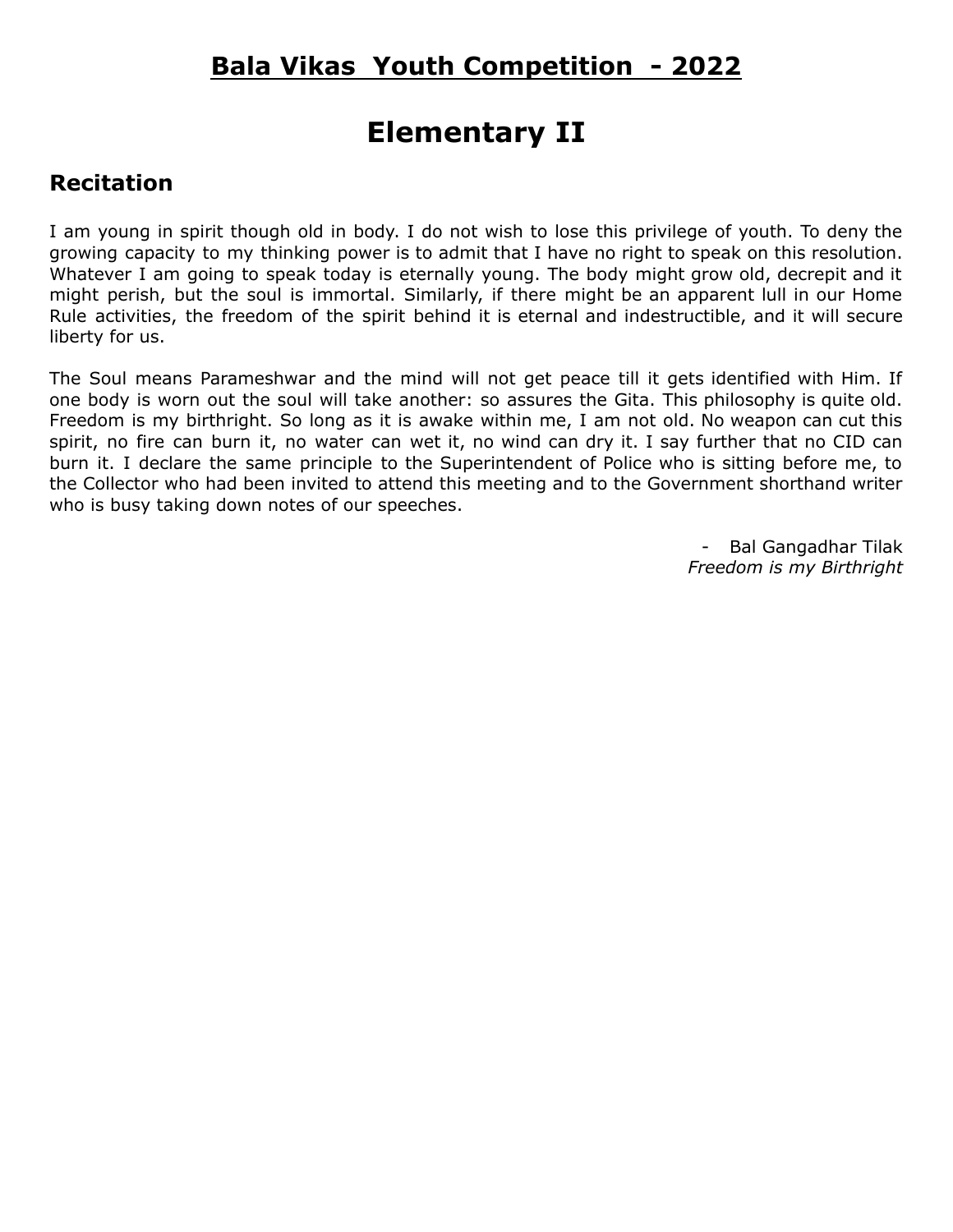## Bala Vikas Youth Competition - 2022

# Elementary II

### Recitation

I am young in spirit though old in body. I do not wish to lose this privilege of youth. To deny the growing capacity to my thinking power is to admit that I have no right to speak on this resolution. Whatever I am going to speak today is eternally young. The body might grow old, decrepit and it might perish, but the soul is immortal. Similarly, if there might be an apparent lull in our Home Rule activities, the freedom of the spirit behind it is eternal and indestructible, and it will secure liberty for us.

The Soul means Parameshwar and the mind will not get peace till it gets identified with Him. If one body is worn out the soul will take another: so assures the Gita. This philosophy is quite old. Freedom is my birthright. So long as it is awake within me, I am not old. No weapon can cut this spirit, no fire can burn it, no water can wet it, no wind can dry it. I say further that no CID can burn it. I declare the same principle to the Superintendent of Police who is sitting before me, to the Collector who had been invited to attend this meeting and to the Government shorthand writer who is busy taking down notes of our speeches.

- Bal Gangadhar Tilak
*Freedom is my Birthright*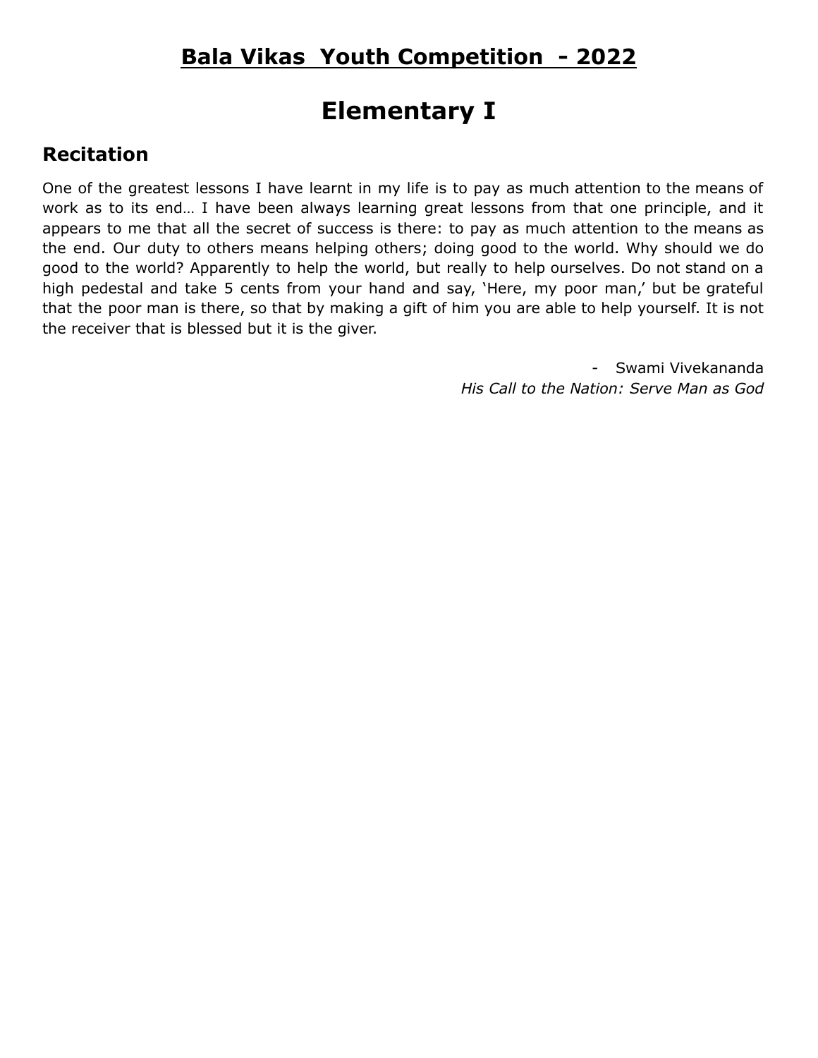# Bala Vikas Youth Competition - 2022

# Elementary I

## Recitation

One of the greatest lessons I have learnt in my life is to pay as much attention to the means of work as to its end… I have been always learning great lessons from that one principle, and it appears to me that all the secret of success is there: to pay as much attention to the means as the end. Our duty to others means helping others; doing good to the world. Why should we do good to the world? Apparently to help the world, but really to help ourselves. Do not stand on a high pedestal and take 5 cents from your hand and say, 'Here, my poor man,' but be grateful that the poor man is there, so that by making a gift of him you are able to help yourself. It is not the receiver that is blessed but it is the giver.

- Swami Vivekananda

*His Call to the Nation: Serve Man as God*